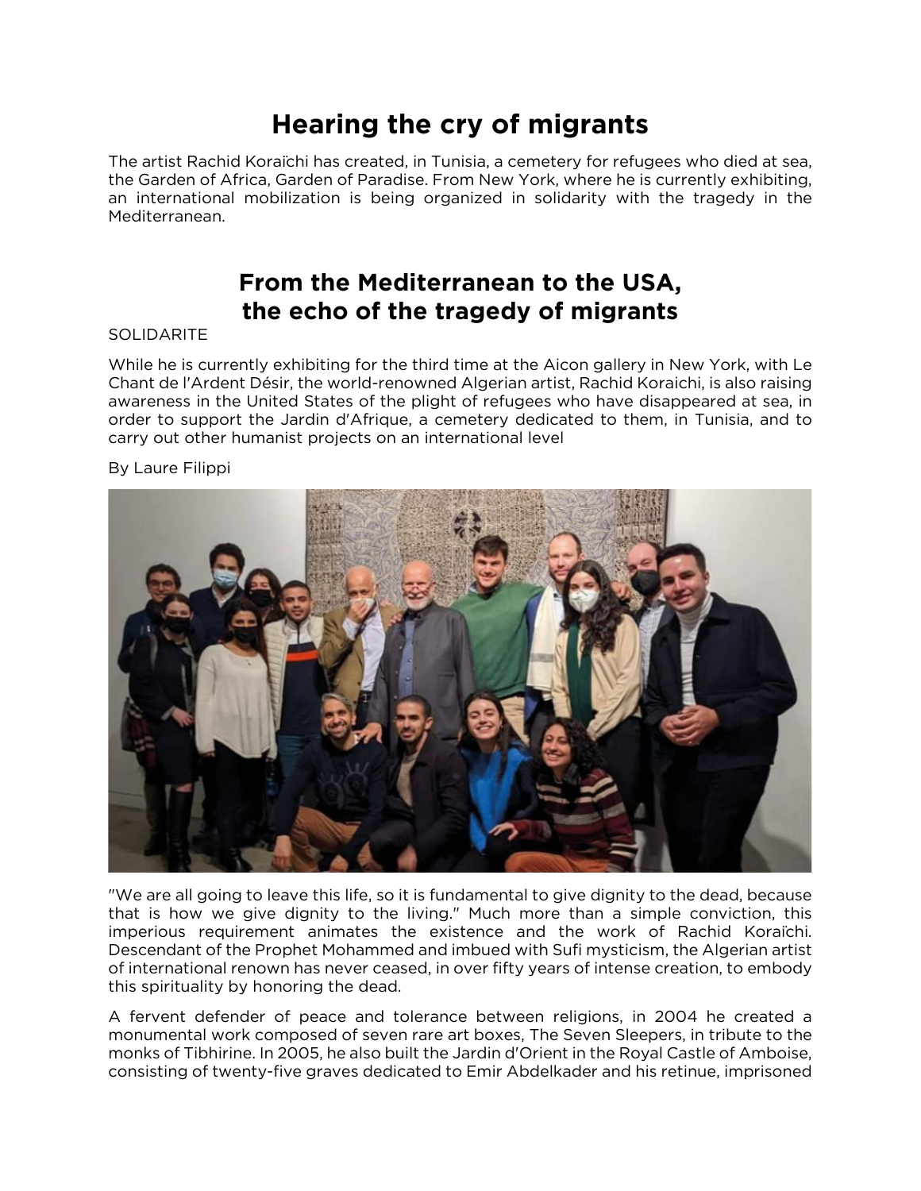# Hearing the cry of migrants

The artist Rachid Koraïchi has created, in Tunisia, a cemetery for refugees who died at sea, the Garden of Africa, Garden of Paradise. From New York, where he is currently exhibiting, an international mobilization is being organized in solidarity with the tragedy in the Mediterranean.

## From the Mediterranean to the USA, the echo of the tragedy of migrants

SOLIDARITE

While he is currently exhibiting for the third time at the Aicon gallery in New York, with Le Chant de l'Ardent Désir, the world-renowned Algerian artist, Rachid Koraichi, is also raising awareness in the United States of the plight of refugees who have disappeared at sea, in order to support the Jardin d'Afrique, a cemetery dedicated to them, in Tunisia, and to carry out other humanist projects on an international level

By Laure Filippi

"We are all going to leave this life, so it is fundamental to give dignity to the dead, because that is how we give dignity to the living." Much more than a simple conviction, this imperious requirement animates the existence and the work of Rachid Koraïchi. Descendant of the Prophet Mohammed and imbued with Sufi mysticism, the Algerian artist of international renown has never ceased, in over fifty years of intense creation, to embody this spirituality by honoring the dead.

A fervent defender of peace and tolerance between religions, in 2004 he created a monumental work composed of seven rare art boxes, The Seven Sleepers, in tribute to the monks of Tibhirine. In 2005, he also built the Jardin d'Orient in the Royal Castle of Amboise, consisting of twenty-five graves dedicated to Emir Abdelkader and his retinue, imprisoned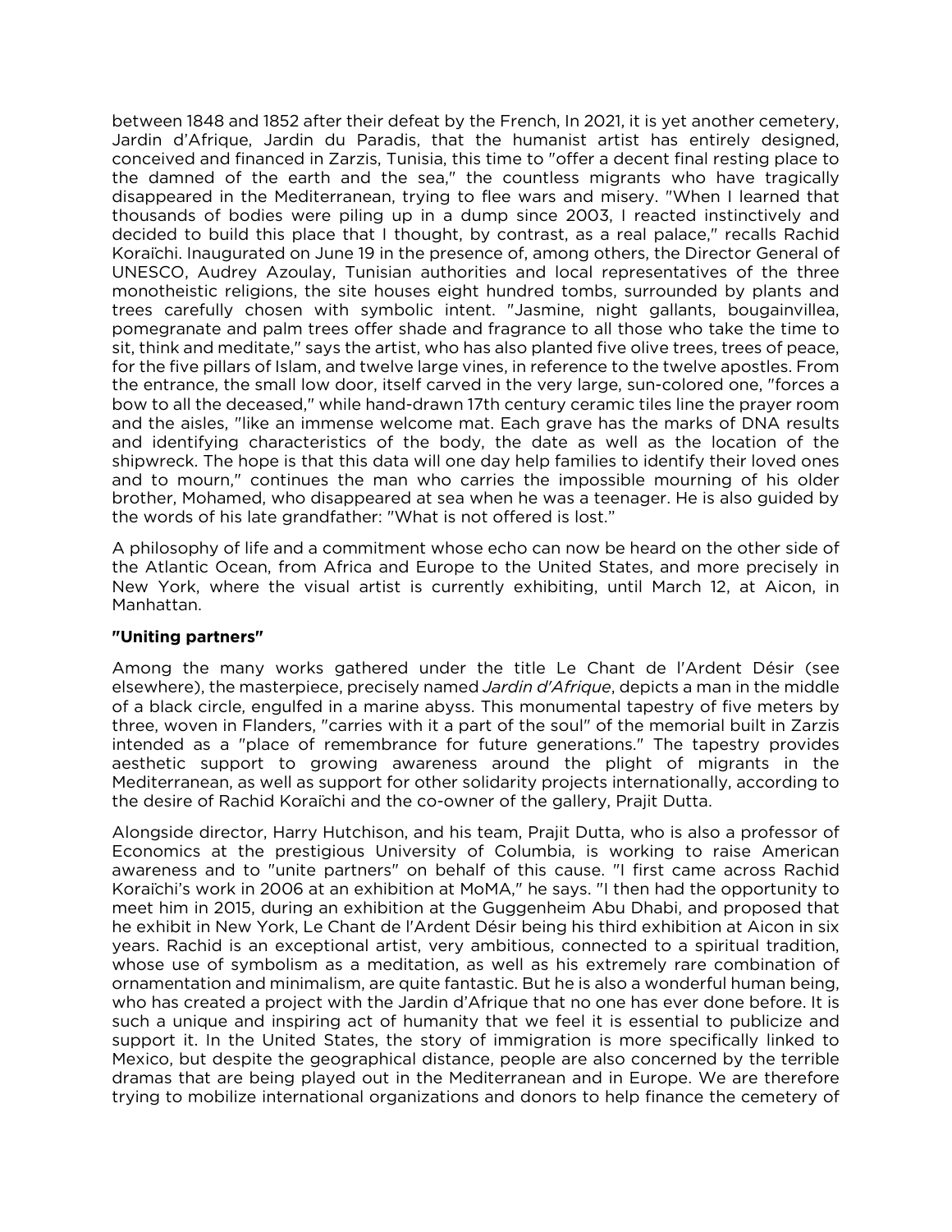between 1848 and 1852 after their defeat by the French, In 2021, it is yet another cemetery, Jardin d'Afrique, Jardin du Paradis, that the humanist artist has entirely designed, conceived and financed in Zarzis, Tunisia, this time to "offer a decent final resting place to the damned of the earth and the sea," the countless migrants who have tragically disappeared in the Mediterranean, trying to flee wars and misery. "When I learned that thousands of bodies were piling up in a dump since 2003, I reacted instinctively and decided to build this place that I thought, by contrast, as a real palace," recalls Rachid Koraïchi. Inaugurated on June 19 in the presence of, among others, the Director General of UNESCO, Audrey Azoulay, Tunisian authorities and local representatives of the three monotheistic religions, the site houses eight hundred tombs, surrounded by plants and trees carefully chosen with symbolic intent. "Jasmine, night gallants, bougainvillea, pomegranate and palm trees offer shade and fragrance to all those who take the time to sit, think and meditate," says the artist, who has also planted five olive trees, trees of peace, for the five pillars of Islam, and twelve large vines, in reference to the twelve apostles. From the entrance, the small low door, itself carved in the very large, sun-colored one, "forces a bow to all the deceased," while hand-drawn 17th century ceramic tiles line the prayer room and the aisles, "like an immense welcome mat. Each grave has the marks of DNA results and identifying characteristics of the body, the date as well as the location of the shipwreck. The hope is that this data will one day help families to identify their loved ones and to mourn," continues the man who carries the impossible mourning of his older brother, Mohamed, who disappeared at sea when he was a teenager. He is also guided by the words of his late grandfather: "What is not offered is lost."

A philosophy of life and a commitment whose echo can now be heard on the other side of the Atlantic Ocean, from Africa and Europe to the United States, and more precisely in New York, where the visual artist is currently exhibiting, until March 12, at Aicon, in Manhattan.

**"Uniting partners"**

Among the many works gathered under the title Le Chant de l'Ardent Désir (see elsewhere), the masterpiece, precisely named *Jardin d'Afrique*, depicts a man in the middle of a black circle, engulfed in a marine abyss. This monumental tapestry of five meters by three, woven in Flanders, "carries with it a part of the soul" of the memorial built in Zarzis intended as a "place of remembrance for future generations." The tapestry provides aesthetic support to growing awareness around the plight of migrants in the Mediterranean, as well as support for other solidarity projects internationally, according to the desire of Rachid Koraïchi and the co-owner of the gallery, Prajit Dutta.

Alongside director, Harry Hutchison, and his team, Prajit Dutta, who is also a professor of Economics at the prestigious University of Columbia, is working to raise American awareness and to "unite partners" on behalf of this cause. "I first came across Rachid Koraïchi's work in 2006 at an exhibition at MoMA," he says. "I then had the opportunity to meet him in 2015, during an exhibition at the Guggenheim Abu Dhabi, and proposed that he exhibit in New York, Le Chant de l'Ardent Désir being his third exhibition at Aicon in six years. Rachid is an exceptional artist, very ambitious, connected to a spiritual tradition, whose use of symbolism as a meditation, as well as his extremely rare combination of ornamentation and minimalism, are quite fantastic. But he is also a wonderful human being, who has created a project with the Jardin d'Afrique that no one has ever done before. It is such a unique and inspiring act of humanity that we feel it is essential to publicize and support it. In the United States, the story of immigration is more specifically linked to Mexico, but despite the geographical distance, people are also concerned by the terrible dramas that are being played out in the Mediterranean and in Europe. We are therefore trying to mobilize international organizations and donors to help finance the cemetery of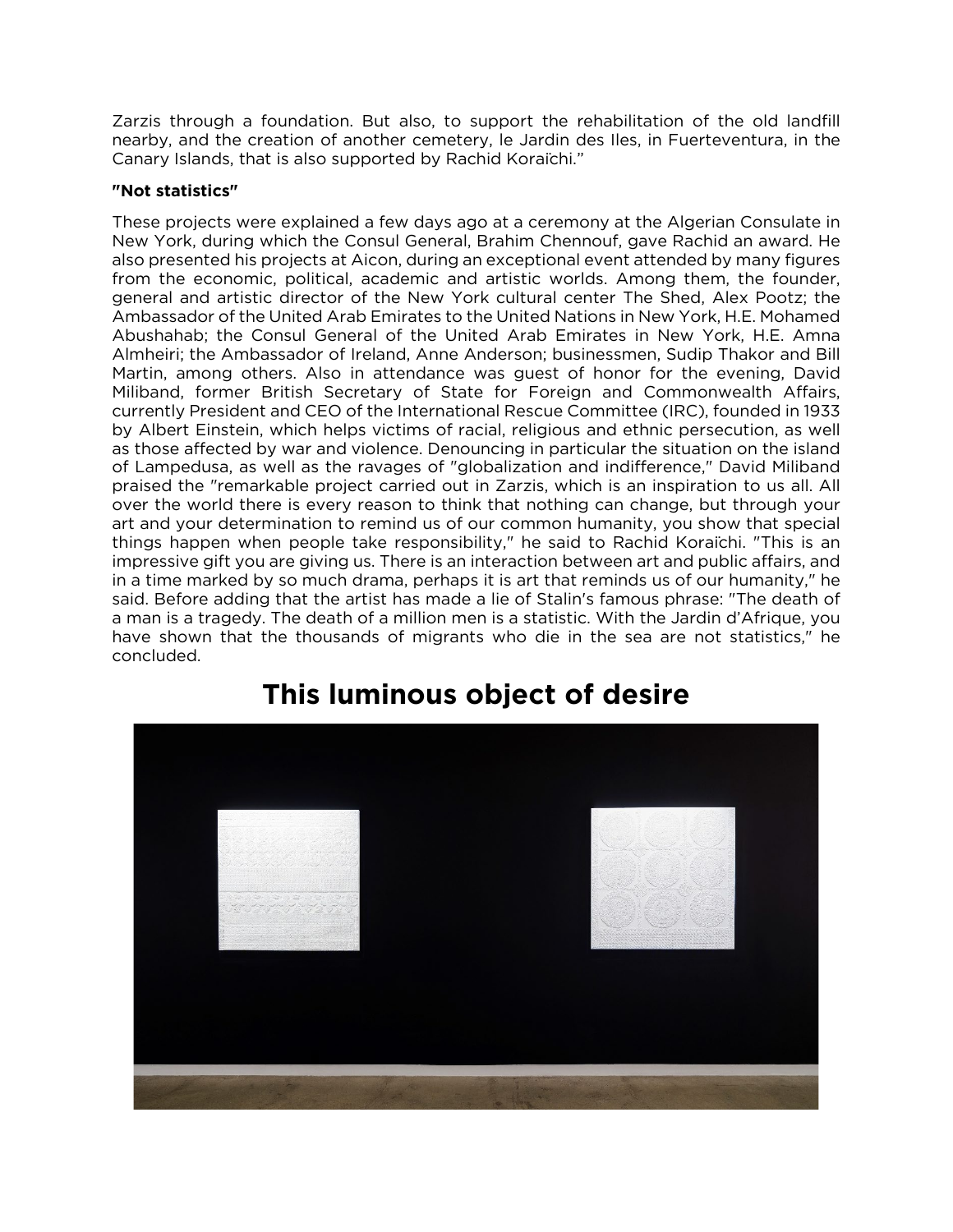Zarzis through a foundation. But also, to support the rehabilitation of the old landfill nearby, and the creation of another cemetery, le Jardin des Iles, in Fuerteventura, in the Canary Islands, that is also supported by Rachid Koraïchi."

**"Not statistics"**

These projects were explained a few days ago at a ceremony at the Algerian Consulate in New York, during which the Consul General, Brahim Chennouf, gave Rachid an award. He also presented his projects at Aicon, during an exceptional event attended by many figures from the economic, political, academic and artistic worlds. Among them, the founder, general and artistic director of the New York cultural center The Shed, Alex Pootz; the Ambassador of the United Arab Emirates to the United Nations in New York, H.E. Mohamed Abushahab; the Consul General of the United Arab Emirates in New York, H.E. Amna Almheiri; the Ambassador of Ireland, Anne Anderson; businessmen, Sudip Thakor and Bill Martin, among others. Also in attendance was guest of honor for the evening, David Miliband, former British Secretary of State for Foreign and Commonwealth Affairs, currently President and CEO of the International Rescue Committee (IRC), founded in 1933 by Albert Einstein, which helps victims of racial, religious and ethnic persecution, as well as those affected by war and violence. Denouncing in particular the situation on the island of Lampedusa, as well as the ravages of "globalization and indifference," David Miliband praised the "remarkable project carried out in Zarzis, which is an inspiration to us all. All over the world there is every reason to think that nothing can change, but through your art and your determination to remind us of our common humanity, you show that special things happen when people take responsibility," he said to Rachid Koraïchi. "This is an impressive gift you are giving us. There is an interaction between art and public affairs, and in a time marked by so much drama, perhaps it is art that reminds us of our humanity," he said. Before adding that the artist has made a lie of Stalin's famous phrase: "The death of a man is a tragedy. The death of a million men is a statistic. With the Jardin d'Afrique, you have shown that the thousands of migrants who die in the sea are not statistics," he concluded.

# This luminous object of desire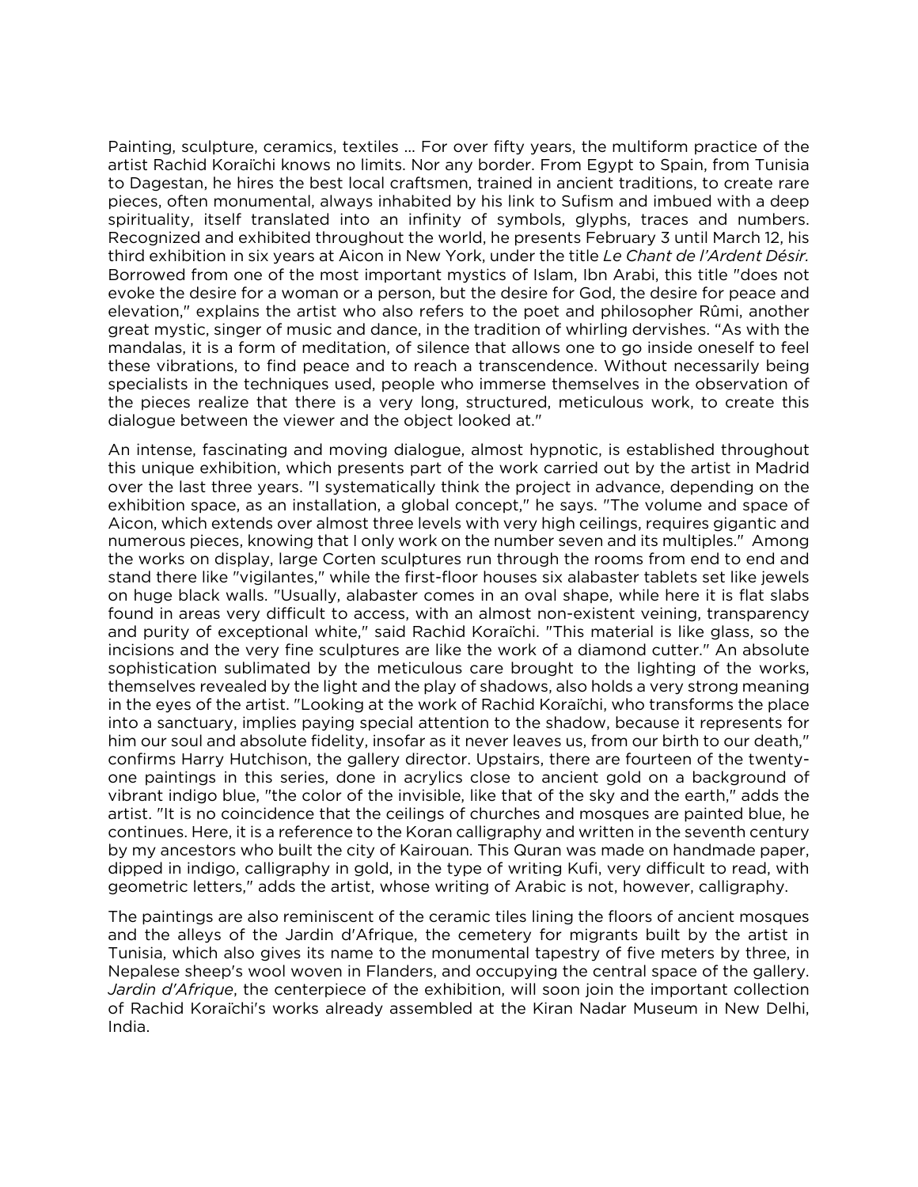Painting, sculpture, ceramics, textiles … For over fifty years, the multiform practice of the artist Rachid Koraïchi knows no limits. Nor any border. From Egypt to Spain, from Tunisia to Dagestan, he hires the best local craftsmen, trained in ancient traditions, to create rare pieces, often monumental, always inhabited by his link to Sufism and imbued with a deep spirituality, itself translated into an infinity of symbols, glyphs, traces and numbers. Recognized and exhibited throughout the world, he presents February 3 until March 12, his third exhibition in six years at Aicon in New York, under the title *Le Chant de l'Ardent Désir.* Borrowed from one of the most important mystics of Islam, Ibn Arabi, this title "does not evoke the desire for a woman or a person, but the desire for God, the desire for peace and elevation," explains the artist who also refers to the poet and philosopher Rûmi, another great mystic, singer of music and dance, in the tradition of whirling dervishes. "As with the mandalas, it is a form of meditation, of silence that allows one to go inside oneself to feel these vibrations, to find peace and to reach a transcendence. Without necessarily being specialists in the techniques used, people who immerse themselves in the observation of the pieces realize that there is a very long, structured, meticulous work, to create this dialogue between the viewer and the object looked at."

An intense, fascinating and moving dialogue, almost hypnotic, is established throughout this unique exhibition, which presents part of the work carried out by the artist in Madrid over the last three years. "I systematically think the project in advance, depending on the exhibition space, as an installation, a global concept," he says. "The volume and space of Aicon, which extends over almost three levels with very high ceilings, requires gigantic and numerous pieces, knowing that I only work on the number seven and its multiples." Among the works on display, large Corten sculptures run through the rooms from end to end and stand there like "vigilantes," while the first-floor houses six alabaster tablets set like jewels on huge black walls. "Usually, alabaster comes in an oval shape, while here it is flat slabs found in areas very difficult to access, with an almost non-existent veining, transparency and purity of exceptional white," said Rachid Koraïchi. "This material is like glass, so the incisions and the very fine sculptures are like the work of a diamond cutter." An absolute sophistication sublimated by the meticulous care brought to the lighting of the works, themselves revealed by the light and the play of shadows, also holds a very strong meaning in the eyes of the artist. "Looking at the work of Rachid Koraïchi, who transforms the place into a sanctuary, implies paying special attention to the shadow, because it represents for him our soul and absolute fidelity, insofar as it never leaves us, from our birth to our death," confirms Harry Hutchison, the gallery director. Upstairs, there are fourteen of the twenty-one paintings in this series, done in acrylics close to ancient gold on a background of vibrant indigo blue, "the color of the invisible, like that of the sky and the earth," adds the artist. "It is no coincidence that the ceilings of churches and mosques are painted blue, he continues. Here, it is a reference to the Koran calligraphy and written in the seventh century by my ancestors who built the city of Kairouan. This Quran was made on handmade paper, dipped in indigo, calligraphy in gold, in the type of writing Kufi, very difficult to read, with geometric letters," adds the artist, whose writing of Arabic is not, however, calligraphy.

The paintings are also reminiscent of the ceramic tiles lining the floors of ancient mosques and the alleys of the Jardin d'Afrique, the cemetery for migrants built by the artist in Tunisia, which also gives its name to the monumental tapestry of five meters by three, in Nepalese sheep's wool woven in Flanders, and occupying the central space of the gallery. *Jardin d'Afrique*, the centerpiece of the exhibition, will soon join the important collection of Rachid Koraïchi's works already assembled at the Kiran Nadar Museum in New Delhi, India.